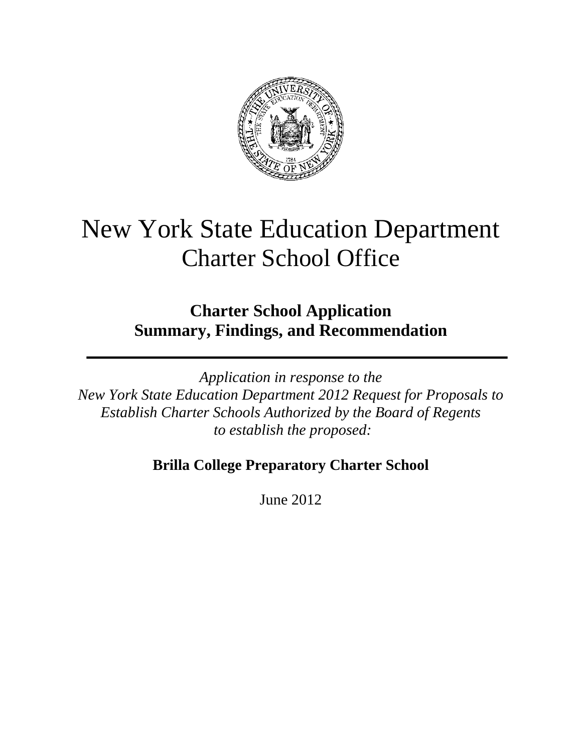# New York State Education Department
## Charter School Office

### Charter School Application
### Summary, Findings, and Recommendation

---

*Application in response to the*
*New York State Education Department 2012 Request for Proposals to Establish Charter Schools Authorized by the Board of Regents to establish the proposed:*

**Brilla College Preparatory Charter School**

June 2012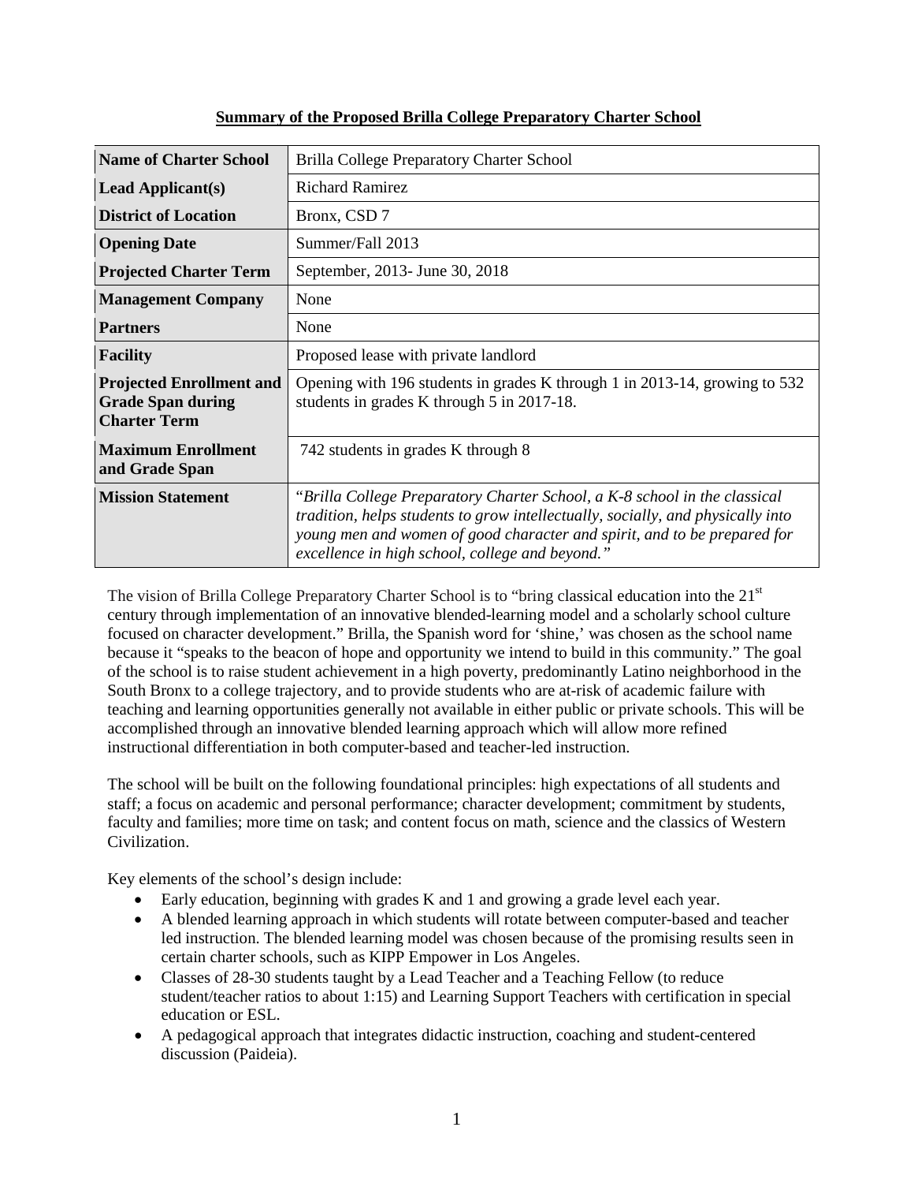**Summary of the Proposed Brilla College Preparatory Charter School**

| | |
|---|---|
| **Name of Charter School** | Brilla College Preparatory Charter School |
| **Lead Applicant(s)** | Richard Ramirez |
| **District of Location** | Bronx, CSD 7 |
| **Opening Date** | Summer/Fall 2013 |
| **Projected Charter Term** | September, 2013- June 30, 2018 |
| **Management Company** | None |
| **Partners** | None |
| **Facility** | Proposed lease with private landlord |
| **Projected Enrollment and Grade Span during Charter Term** | Opening with 196 students in grades K through 1 in 2013-14, growing to 532 students in grades K through 5 in 2017-18. |
| **Maximum Enrollment and Grade Span** | 742 students in grades K through 8 |
| **Mission Statement** | "*Brilla College Preparatory Charter School, a K-8 school in the classical tradition, helps students to grow intellectually, socially, and physically into young men and women of good character and spirit, and to be prepared for excellence in high school, college and beyond.*" |

The vision of Brilla College Preparatory Charter School is to "bring classical education into the 21st century through implementation of an innovative blended-learning model and a scholarly school culture focused on character development." Brilla, the Spanish word for 'shine,' was chosen as the school name because it "speaks to the beacon of hope and opportunity we intend to build in this community." The goal of the school is to raise student achievement in a high poverty, predominantly Latino neighborhood in the South Bronx to a college trajectory, and to provide students who are at-risk of academic failure with teaching and learning opportunities generally not available in either public or private schools. This will be accomplished through an innovative blended learning approach which will allow more refined instructional differentiation in both computer-based and teacher-led instruction.

The school will be built on the following foundational principles: high expectations of all students and staff; a focus on academic and personal performance; character development; commitment by students, faculty and families; more time on task; and content focus on math, science and the classics of Western Civilization.

Key elements of the school's design include:

- Early education, beginning with grades K and 1 and growing a grade level each year.
- A blended learning approach in which students will rotate between computer-based and teacher led instruction. The blended learning model was chosen because of the promising results seen in certain charter schools, such as KIPP Empower in Los Angeles.
- Classes of 28-30 students taught by a Lead Teacher and a Teaching Fellow (to reduce student/teacher ratios to about 1:15) and Learning Support Teachers with certification in special education or ESL.
- A pedagogical approach that integrates didactic instruction, coaching and student-centered discussion (Paideia).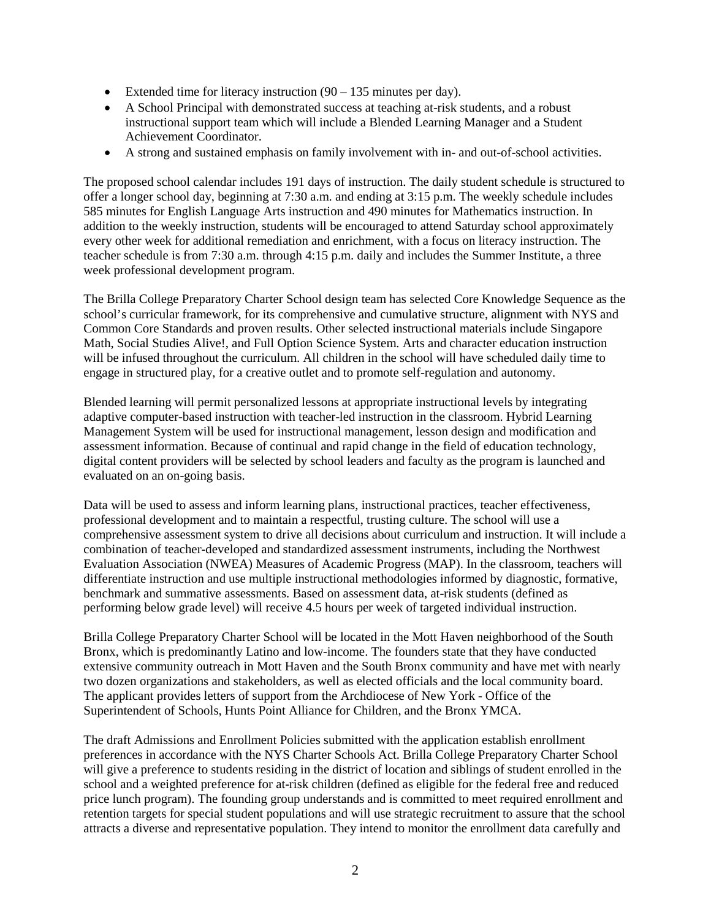- Extended time for literacy instruction (90 – 135 minutes per day).
- A School Principal with demonstrated success at teaching at-risk students, and a robust instructional support team which will include a Blended Learning Manager and a Student Achievement Coordinator.
- A strong and sustained emphasis on family involvement with in- and out-of-school activities.

The proposed school calendar includes 191 days of instruction. The daily student schedule is structured to offer a longer school day, beginning at 7:30 a.m. and ending at 3:15 p.m. The weekly schedule includes 585 minutes for English Language Arts instruction and 490 minutes for Mathematics instruction. In addition to the weekly instruction, students will be encouraged to attend Saturday school approximately every other week for additional remediation and enrichment, with a focus on literacy instruction. The teacher schedule is from 7:30 a.m. through 4:15 p.m. daily and includes the Summer Institute, a three week professional development program.

The Brilla College Preparatory Charter School design team has selected Core Knowledge Sequence as the school's curricular framework, for its comprehensive and cumulative structure, alignment with NYS and Common Core Standards and proven results. Other selected instructional materials include Singapore Math, Social Studies Alive!, and Full Option Science System. Arts and character education instruction will be infused throughout the curriculum. All children in the school will have scheduled daily time to engage in structured play, for a creative outlet and to promote self-regulation and autonomy.

Blended learning will permit personalized lessons at appropriate instructional levels by integrating adaptive computer-based instruction with teacher-led instruction in the classroom. Hybrid Learning Management System will be used for instructional management, lesson design and modification and assessment information. Because of continual and rapid change in the field of education technology, digital content providers will be selected by school leaders and faculty as the program is launched and evaluated on an on-going basis.

Data will be used to assess and inform learning plans, instructional practices, teacher effectiveness, professional development and to maintain a respectful, trusting culture. The school will use a comprehensive assessment system to drive all decisions about curriculum and instruction. It will include a combination of teacher-developed and standardized assessment instruments, including the Northwest Evaluation Association (NWEA) Measures of Academic Progress (MAP). In the classroom, teachers will differentiate instruction and use multiple instructional methodologies informed by diagnostic, formative, benchmark and summative assessments. Based on assessment data, at-risk students (defined as performing below grade level) will receive 4.5 hours per week of targeted individual instruction.

Brilla College Preparatory Charter School will be located in the Mott Haven neighborhood of the South Bronx, which is predominantly Latino and low-income. The founders state that they have conducted extensive community outreach in Mott Haven and the South Bronx community and have met with nearly two dozen organizations and stakeholders, as well as elected officials and the local community board. The applicant provides letters of support from the Archdiocese of New York - Office of the Superintendent of Schools, Hunts Point Alliance for Children, and the Bronx YMCA.

The draft Admissions and Enrollment Policies submitted with the application establish enrollment preferences in accordance with the NYS Charter Schools Act. Brilla College Preparatory Charter School will give a preference to students residing in the district of location and siblings of student enrolled in the school and a weighted preference for at-risk children (defined as eligible for the federal free and reduced price lunch program). The founding group understands and is committed to meet required enrollment and retention targets for special student populations and will use strategic recruitment to assure that the school attracts a diverse and representative population. They intend to monitor the enrollment data carefully and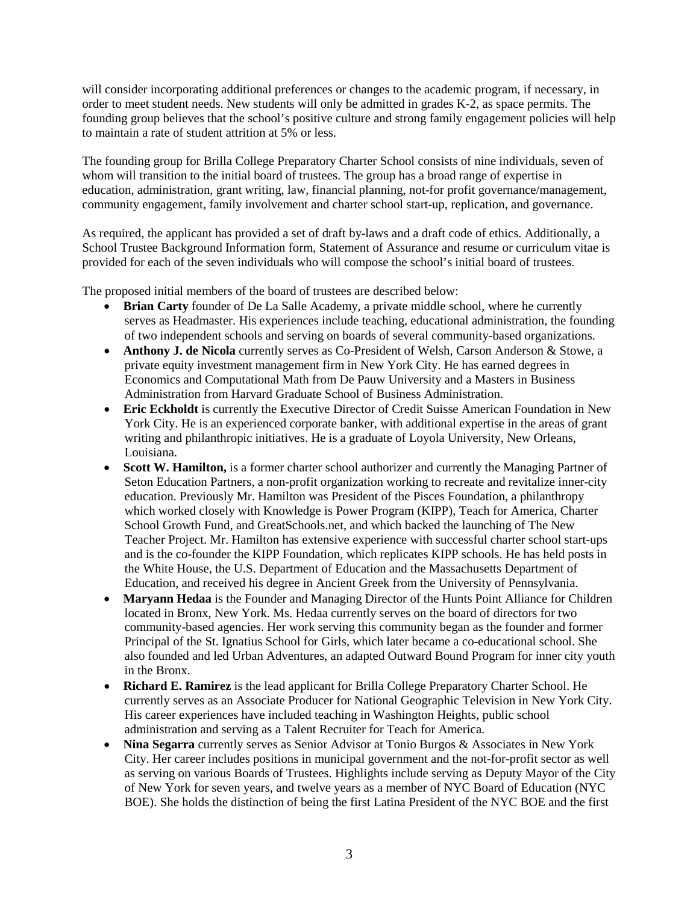will consider incorporating additional preferences or changes to the academic program, if necessary, in order to meet student needs. New students will only be admitted in grades K-2, as space permits. The founding group believes that the school's positive culture and strong family engagement policies will help to maintain a rate of student attrition at 5% or less.

The founding group for Brilla College Preparatory Charter School consists of nine individuals, seven of whom will transition to the initial board of trustees. The group has a broad range of expertise in education, administration, grant writing, law, financial planning, not-for profit governance/management, community engagement, family involvement and charter school start-up, replication, and governance.

As required, the applicant has provided a set of draft by-laws and a draft code of ethics. Additionally, a School Trustee Background Information form, Statement of Assurance and resume or curriculum vitae is provided for each of the seven individuals who will compose the school's initial board of trustees.

The proposed initial members of the board of trustees are described below:

- **Brian Carty** founder of De La Salle Academy, a private middle school, where he currently serves as Headmaster. His experiences include teaching, educational administration, the founding of two independent schools and serving on boards of several community-based organizations.
- **Anthony J. de Nicola** currently serves as Co-President of Welsh, Carson Anderson & Stowe, a private equity investment management firm in New York City. He has earned degrees in Economics and Computational Math from De Pauw University and a Masters in Business Administration from Harvard Graduate School of Business Administration.
- **Eric Eckholdt** is currently the Executive Director of Credit Suisse American Foundation in New York City. He is an experienced corporate banker, with additional expertise in the areas of grant writing and philanthropic initiatives. He is a graduate of Loyola University, New Orleans, Louisiana.
- **Scott W. Hamilton,** is a former charter school authorizer and currently the Managing Partner of Seton Education Partners, a non-profit organization working to recreate and revitalize inner-city education. Previously Mr. Hamilton was President of the Pisces Foundation, a philanthropy which worked closely with Knowledge is Power Program (KIPP), Teach for America, Charter School Growth Fund, and GreatSchools.net, and which backed the launching of The New Teacher Project. Mr. Hamilton has extensive experience with successful charter school start-ups and is the co-founder the KIPP Foundation, which replicates KIPP schools. He has held posts in the White House, the U.S. Department of Education and the Massachusetts Department of Education, and received his degree in Ancient Greek from the University of Pennsylvania.
- **Maryann Hedaa** is the Founder and Managing Director of the Hunts Point Alliance for Children located in Bronx, New York. Ms. Hedaa currently serves on the board of directors for two community-based agencies. Her work serving this community began as the founder and former Principal of the St. Ignatius School for Girls, which later became a co-educational school. She also founded and led Urban Adventures, an adapted Outward Bound Program for inner city youth in the Bronx.
- **Richard E. Ramirez** is the lead applicant for Brilla College Preparatory Charter School. He currently serves as an Associate Producer for National Geographic Television in New York City. His career experiences have included teaching in Washington Heights, public school administration and serving as a Talent Recruiter for Teach for America.
- **Nina Segarra** currently serves as Senior Advisor at Tonio Burgos & Associates in New York City. Her career includes positions in municipal government and the not-for-profit sector as well as serving on various Boards of Trustees. Highlights include serving as Deputy Mayor of the City of New York for seven years, and twelve years as a member of NYC Board of Education (NYC BOE). She holds the distinction of being the first Latina President of the NYC BOE and the first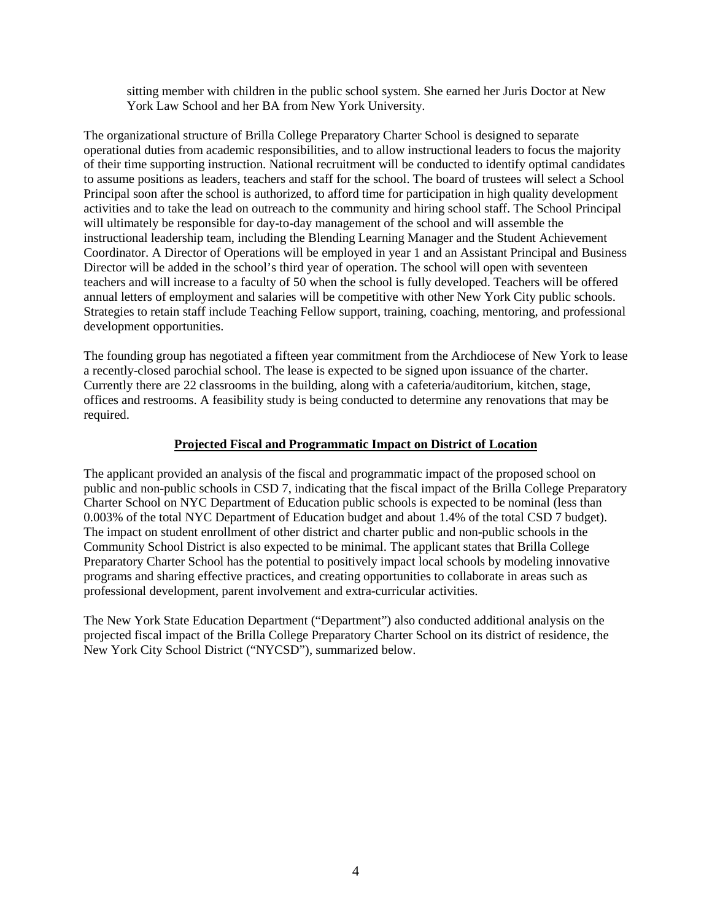sitting member with children in the public school system. She earned her Juris Doctor at New York Law School and her BA from New York University.

The organizational structure of Brilla College Preparatory Charter School is designed to separate operational duties from academic responsibilities, and to allow instructional leaders to focus the majority of their time supporting instruction. National recruitment will be conducted to identify optimal candidates to assume positions as leaders, teachers and staff for the school. The board of trustees will select a School Principal soon after the school is authorized, to afford time for participation in high quality development activities and to take the lead on outreach to the community and hiring school staff. The School Principal will ultimately be responsible for day-to-day management of the school and will assemble the instructional leadership team, including the Blending Learning Manager and the Student Achievement Coordinator. A Director of Operations will be employed in year 1 and an Assistant Principal and Business Director will be added in the school's third year of operation. The school will open with seventeen teachers and will increase to a faculty of 50 when the school is fully developed. Teachers will be offered annual letters of employment and salaries will be competitive with other New York City public schools. Strategies to retain staff include Teaching Fellow support, training, coaching, mentoring, and professional development opportunities.

The founding group has negotiated a fifteen year commitment from the Archdiocese of New York to lease a recently-closed parochial school. The lease is expected to be signed upon issuance of the charter. Currently there are 22 classrooms in the building, along with a cafeteria/auditorium, kitchen, stage, offices and restrooms. A feasibility study is being conducted to determine any renovations that may be required.

## Projected Fiscal and Programmatic Impact on District of Location

The applicant provided an analysis of the fiscal and programmatic impact of the proposed school on public and non-public schools in CSD 7, indicating that the fiscal impact of the Brilla College Preparatory Charter School on NYC Department of Education public schools is expected to be nominal (less than 0.003% of the total NYC Department of Education budget and about 1.4% of the total CSD 7 budget). The impact on student enrollment of other district and charter public and non-public schools in the Community School District is also expected to be minimal. The applicant states that Brilla College Preparatory Charter School has the potential to positively impact local schools by modeling innovative programs and sharing effective practices, and creating opportunities to collaborate in areas such as professional development, parent involvement and extra-curricular activities.

The New York State Education Department ("Department") also conducted additional analysis on the projected fiscal impact of the Brilla College Preparatory Charter School on its district of residence, the New York City School District ("NYCSD"), summarized below.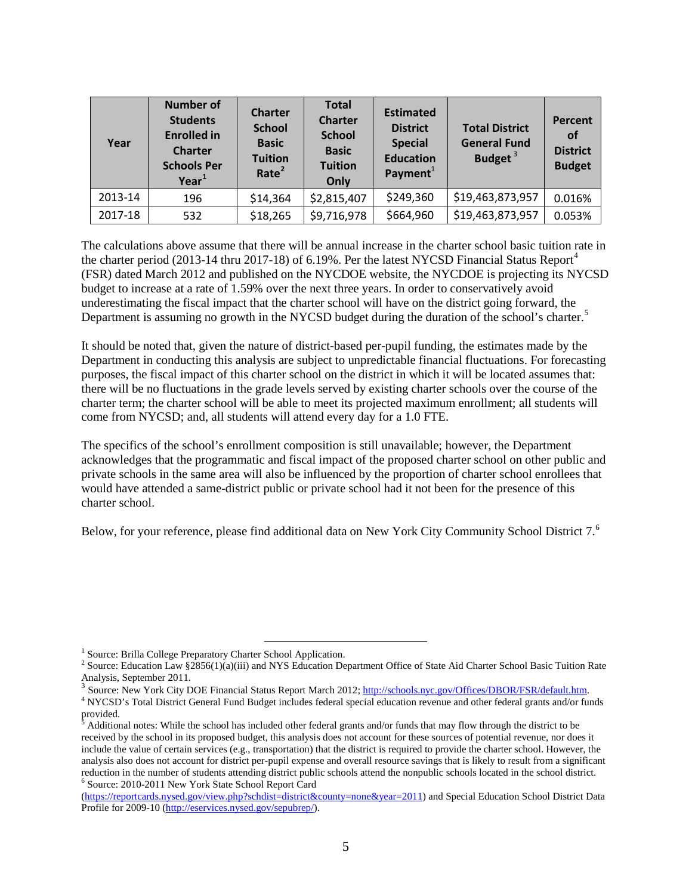| Year | Number of Students Enrolled in Charter Schools Per Year[1] | Charter School Basic Tuition Rate[2] | Total Charter School Basic Tuition Only | Estimated District Special Education Payment[1] | Total District General Fund Budget [3] | Percent of District Budget |
|---|---|---|---|---|---|---|
| 2013-14 | 196 | $14,364 | $2,815,407 | $249,360 | $19,463,873,957 | 0.016% |
| 2017-18 | 532 | $18,265 | $9,716,978 | $664,960 | $19,463,873,957 | 0.053% |

The calculations above assume that there will be annual increase in the charter school basic tuition rate in the charter period (2013-14 thru 2017-18) of 6.19%. Per the latest NYCSD Financial Status Report[4] (FSR) dated March 2012 and published on the NYCDOE website, the NYCDOE is projecting its NYCSD budget to increase at a rate of 1.59% over the next three years. In order to conservatively avoid underestimating the fiscal impact that the charter school will have on the district going forward, the Department is assuming no growth in the NYCSD budget during the duration of the school's charter.[5]

It should be noted that, given the nature of district-based per-pupil funding, the estimates made by the Department in conducting this analysis are subject to unpredictable financial fluctuations. For forecasting purposes, the fiscal impact of this charter school on the district in which it will be located assumes that: there will be no fluctuations in the grade levels served by existing charter schools over the course of the charter term; the charter school will be able to meet its projected maximum enrollment; all students will come from NYCSD; and, all students will attend every day for a 1.0 FTE.

The specifics of the school's enrollment composition is still unavailable; however, the Department acknowledges that the programmatic and fiscal impact of the proposed charter school on other public and private schools in the same area will also be influenced by the proportion of charter school enrollees that would have attended a same-district public or private school had it not been for the presence of this charter school.

Below, for your reference, please find additional data on New York City Community School District 7.[6]

---

[1] Source: Brilla College Preparatory Charter School Application.

[2] Source: Education Law §2856(1)(a)(iii) and NYS Education Department Office of State Aid Charter School Basic Tuition Rate Analysis, September 2011.

[3] Source: New York City DOE Financial Status Report March 2012; http://schools.nyc.gov/Offices/DBOR/FSR/default.htm.

[4] NYCSD's Total District General Fund Budget includes federal special education revenue and other federal grants and/or funds provided.

[5] Additional notes: While the school has included other federal grants and/or funds that may flow through the district to be received by the school in its proposed budget, this analysis does not account for these sources of potential revenue, nor does it include the value of certain services (e.g., transportation) that the district is required to provide the charter school. However, the analysis also does not account for district per-pupil expense and overall resource savings that is likely to result from a significant reduction in the number of students attending district public schools attend the nonpublic schools located in the school district.

[6] Source: 2010-2011 New York State School Report Card (https://reportcards.nysed.gov/view.php?schdist=district&county=none&year=2011) and Special Education School District Data Profile for 2009-10 (http://eservices.nysed.gov/sepubrep/).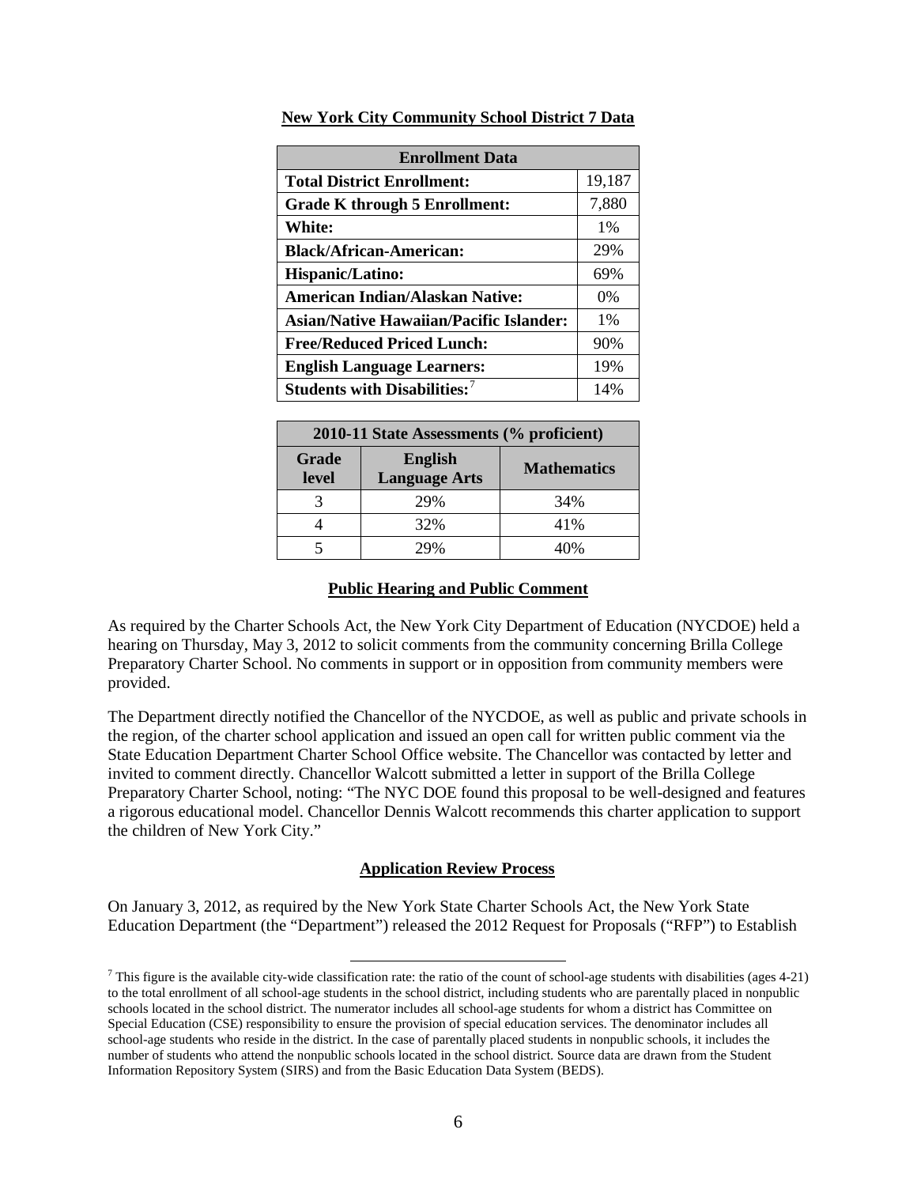**New York City Community School District 7 Data**

| Enrollment Data | |
|---|---|
| **Total District Enrollment:** | 19,187 |
| **Grade K through 5 Enrollment:** | 7,880 |
| **White:** | 1% |
| **Black/African-American:** | 29% |
| **Hispanic/Latino:** | 69% |
| **American Indian/Alaskan Native:** | 0% |
| **Asian/Native Hawaiian/Pacific Islander:** | 1% |
| **Free/Reduced Priced Lunch:** | 90% |
| **English Language Learners:** | 19% |
| **Students with Disabilities:**[7] | 14% |

| 2010-11 State Assessments (% proficient) | | |
|---|---|---|
| **Grade level** | **English Language Arts** | **Mathematics** |
| 3 | 29% | 34% |
| 4 | 32% | 41% |
| 5 | 29% | 40% |

**Public Hearing and Public Comment**

As required by the Charter Schools Act, the New York City Department of Education (NYCDOE) held a hearing on Thursday, May 3, 2012 to solicit comments from the community concerning Brilla College Preparatory Charter School. No comments in support or in opposition from community members were provided.

The Department directly notified the Chancellor of the NYCDOE, as well as public and private schools in the region, of the charter school application and issued an open call for written public comment via the State Education Department Charter School Office website. The Chancellor was contacted by letter and invited to comment directly. Chancellor Walcott submitted a letter in support of the Brilla College Preparatory Charter School, noting: "The NYC DOE found this proposal to be well-designed and features a rigorous educational model. Chancellor Dennis Walcott recommends this charter application to support the children of New York City."

**Application Review Process**

On January 3, 2012, as required by the New York State Charter Schools Act, the New York State Education Department (the "Department") released the 2012 Request for Proposals ("RFP") to Establish

[7] This figure is the available city-wide classification rate: the ratio of the count of school-age students with disabilities (ages 4-21) to the total enrollment of all school-age students in the school district, including students who are parentally placed in nonpublic schools located in the school district. The numerator includes all school-age students for whom a district has Committee on Special Education (CSE) responsibility to ensure the provision of special education services. The denominator includes all school-age students who reside in the district. In the case of parentally placed students in nonpublic schools, it includes the number of students who attend the nonpublic schools located in the school district. Source data are drawn from the Student Information Repository System (SIRS) and from the Basic Education Data System (BEDS).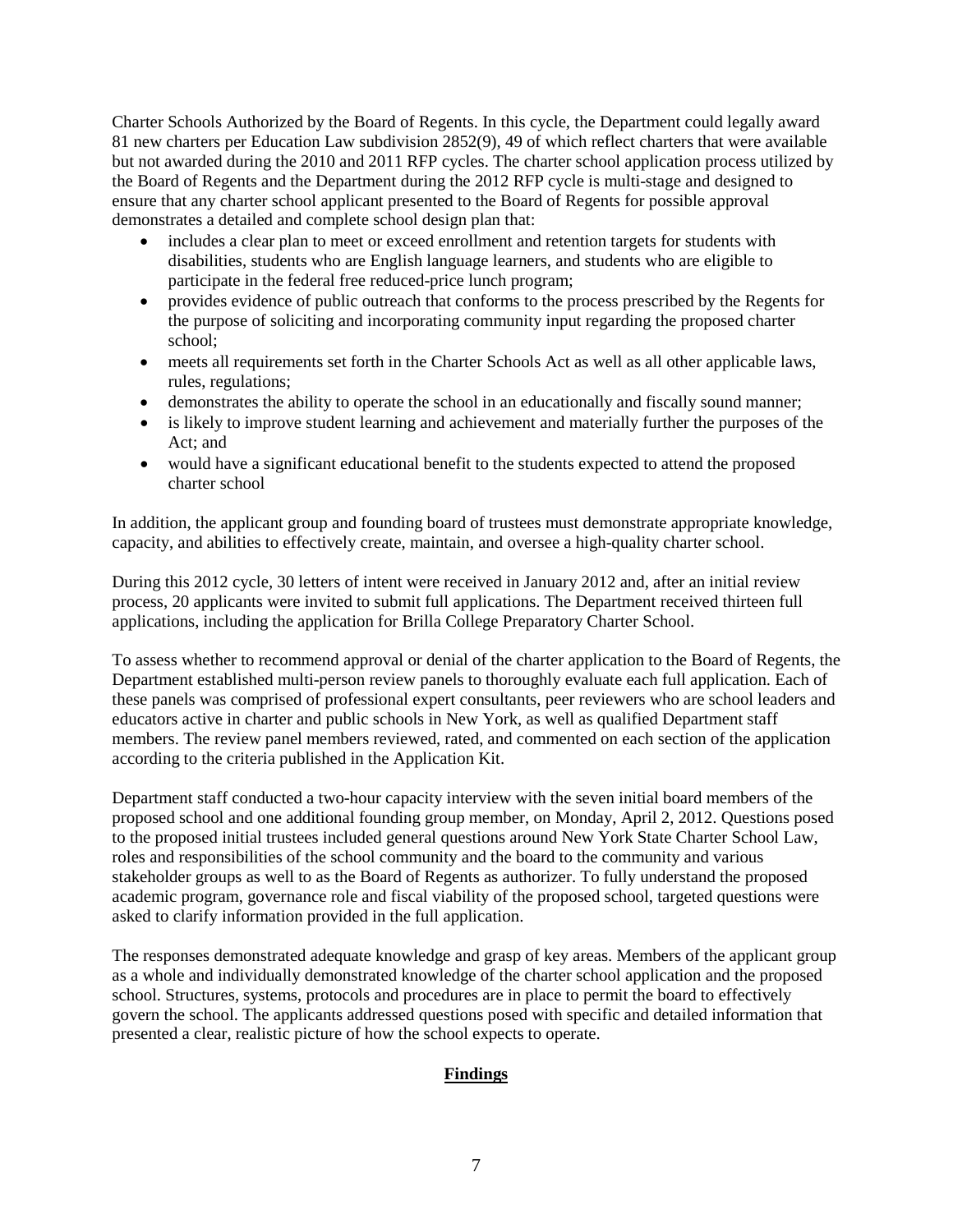Charter Schools Authorized by the Board of Regents. In this cycle, the Department could legally award 81 new charters per Education Law subdivision 2852(9), 49 of which reflect charters that were available but not awarded during the 2010 and 2011 RFP cycles. The charter school application process utilized by the Board of Regents and the Department during the 2012 RFP cycle is multi-stage and designed to ensure that any charter school applicant presented to the Board of Regents for possible approval demonstrates a detailed and complete school design plan that:

- includes a clear plan to meet or exceed enrollment and retention targets for students with disabilities, students who are English language learners, and students who are eligible to participate in the federal free reduced-price lunch program;
- provides evidence of public outreach that conforms to the process prescribed by the Regents for the purpose of soliciting and incorporating community input regarding the proposed charter school;
- meets all requirements set forth in the Charter Schools Act as well as all other applicable laws, rules, regulations;
- demonstrates the ability to operate the school in an educationally and fiscally sound manner;
- is likely to improve student learning and achievement and materially further the purposes of the Act; and
- would have a significant educational benefit to the students expected to attend the proposed charter school

In addition, the applicant group and founding board of trustees must demonstrate appropriate knowledge, capacity, and abilities to effectively create, maintain, and oversee a high-quality charter school.

During this 2012 cycle, 30 letters of intent were received in January 2012 and, after an initial review process, 20 applicants were invited to submit full applications. The Department received thirteen full applications, including the application for Brilla College Preparatory Charter School.

To assess whether to recommend approval or denial of the charter application to the Board of Regents, the Department established multi-person review panels to thoroughly evaluate each full application. Each of these panels was comprised of professional expert consultants, peer reviewers who are school leaders and educators active in charter and public schools in New York, as well as qualified Department staff members. The review panel members reviewed, rated, and commented on each section of the application according to the criteria published in the Application Kit.

Department staff conducted a two-hour capacity interview with the seven initial board members of the proposed school and one additional founding group member, on Monday, April 2, 2012. Questions posed to the proposed initial trustees included general questions around New York State Charter School Law, roles and responsibilities of the school community and the board to the community and various stakeholder groups as well to as the Board of Regents as authorizer. To fully understand the proposed academic program, governance role and fiscal viability of the proposed school, targeted questions were asked to clarify information provided in the full application.

The responses demonstrated adequate knowledge and grasp of key areas. Members of the applicant group as a whole and individually demonstrated knowledge of the charter school application and the proposed school. Structures, systems, protocols and procedures are in place to permit the board to effectively govern the school. The applicants addressed questions posed with specific and detailed information that presented a clear, realistic picture of how the school expects to operate.

## Findings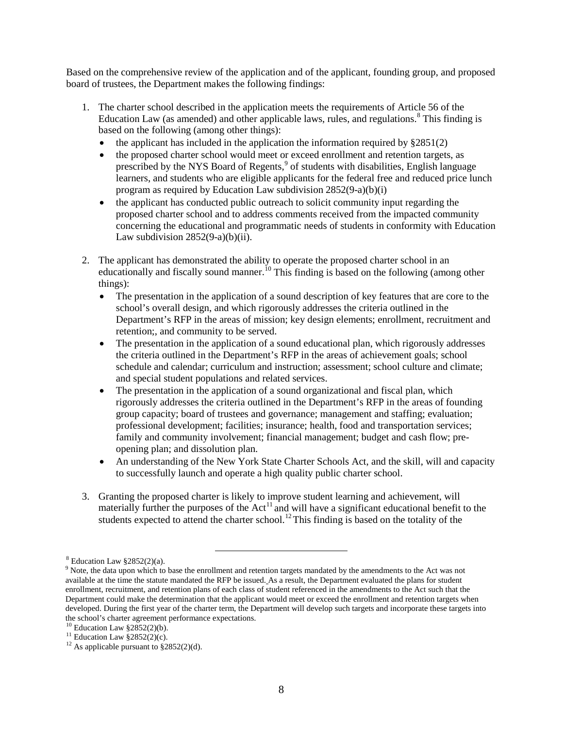Based on the comprehensive review of the application and of the applicant, founding group, and proposed board of trustees, the Department makes the following findings:

1. The charter school described in the application meets the requirements of Article 56 of the Education Law (as amended) and other applicable laws, rules, and regulations.[8] This finding is based on the following (among other things):
   - the applicant has included in the application the information required by §2851(2)
   - the proposed charter school would meet or exceed enrollment and retention targets, as prescribed by the NYS Board of Regents,[9] of students with disabilities, English language learners, and students who are eligible applicants for the federal free and reduced price lunch program as required by Education Law subdivision 2852(9-a)(b)(i)
   - the applicant has conducted public outreach to solicit community input regarding the proposed charter school and to address comments received from the impacted community concerning the educational and programmatic needs of students in conformity with Education Law subdivision 2852(9-a)(b)(ii).

2. The applicant has demonstrated the ability to operate the proposed charter school in an educationally and fiscally sound manner.[10] This finding is based on the following (among other things):
   - The presentation in the application of a sound description of key features that are core to the school's overall design, and which rigorously addresses the criteria outlined in the Department's RFP in the areas of mission; key design elements; enrollment, recruitment and retention;, and community to be served.
   - The presentation in the application of a sound educational plan, which rigorously addresses the criteria outlined in the Department's RFP in the areas of achievement goals; school schedule and calendar; curriculum and instruction; assessment; school culture and climate; and special student populations and related services.
   - The presentation in the application of a sound organizational and fiscal plan, which rigorously addresses the criteria outlined in the Department's RFP in the areas of founding group capacity; board of trustees and governance; management and staffing; evaluation; professional development; facilities; insurance; health, food and transportation services; family and community involvement; financial management; budget and cash flow; pre-opening plan; and dissolution plan.
   - An understanding of the New York State Charter Schools Act, and the skill, will and capacity to successfully launch and operate a high quality public charter school.

3. Granting the proposed charter is likely to improve student learning and achievement, will materially further the purposes of the Act[11] and will have a significant educational benefit to the students expected to attend the charter school.[12] This finding is based on the totality of the

---

[8] Education Law §2852(2)(a).

[9] Note, the data upon which to base the enrollment and retention targets mandated by the amendments to the Act was not available at the time the statute mandated the RFP be issued. As a result, the Department evaluated the plans for student enrollment, recruitment, and retention plans of each class of student referenced in the amendments to the Act such that the Department could make the determination that the applicant would meet or exceed the enrollment and retention targets when developed. During the first year of the charter term, the Department will develop such targets and incorporate these targets into the school's charter agreement performance expectations.

[10] Education Law §2852(2)(b).

[11] Education Law §2852(2)(c).

[12] As applicable pursuant to §2852(2)(d).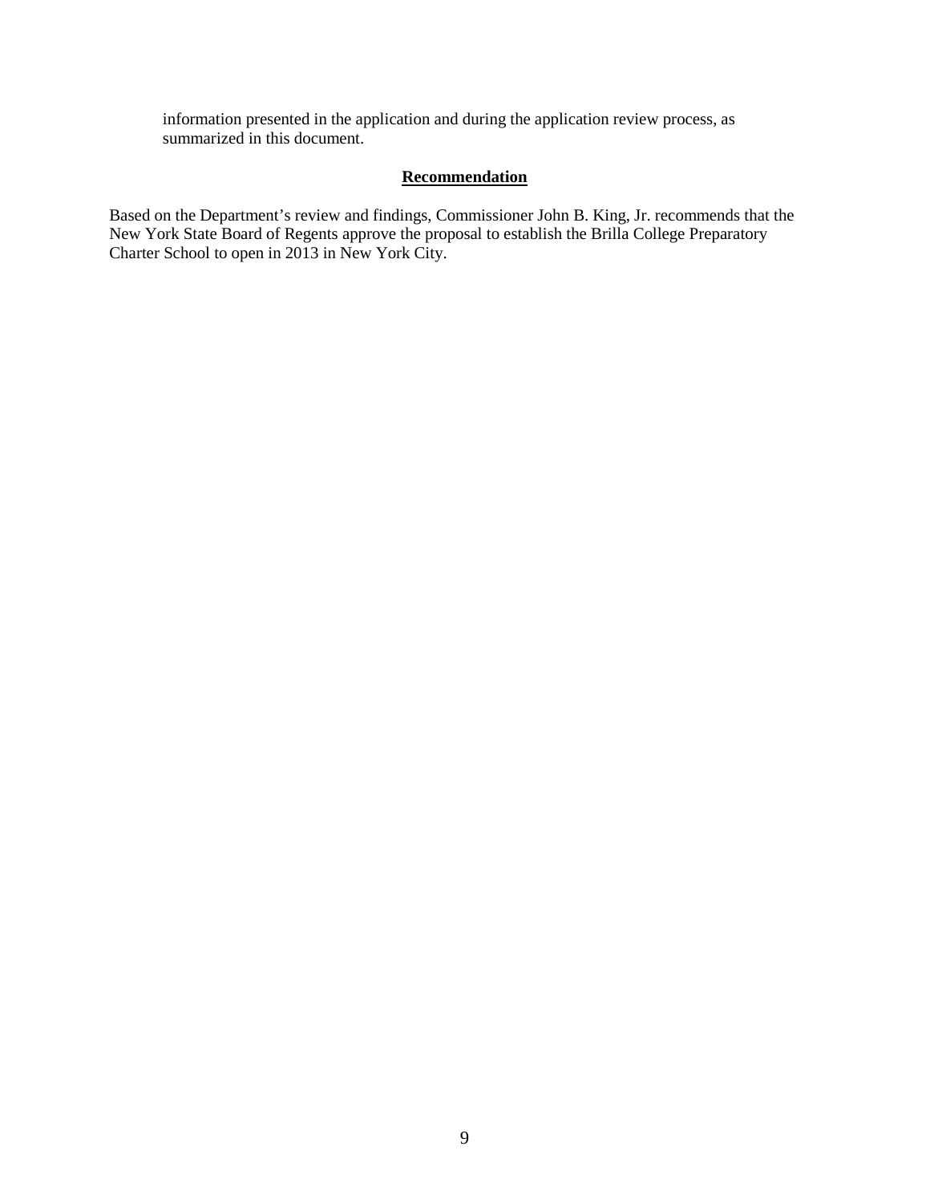information presented in the application and during the application review process, as summarized in this document.

## Recommendation

Based on the Department's review and findings, Commissioner John B. King, Jr. recommends that the New York State Board of Regents approve the proposal to establish the Brilla College Preparatory Charter School to open in 2013 in New York City.